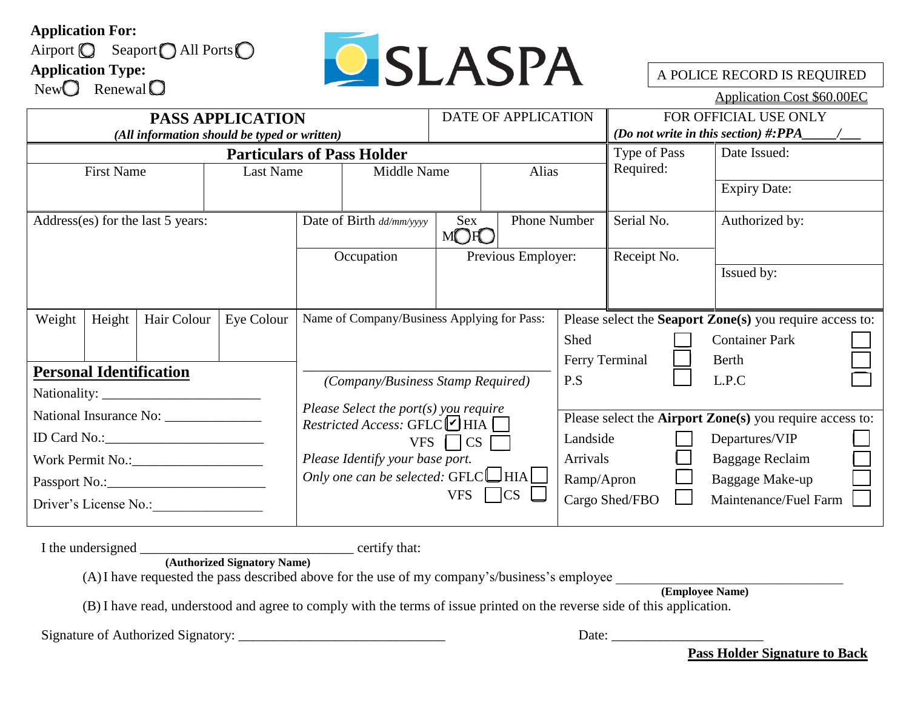**Application For:**
Airport ○ Seaport ○ All Ports ○
**Application Type:**
New ○ Renewal ○

SLASPA

A POLICE RECORD IS REQUIRED

Application Cost $60.00EC

| **PASS APPLICATION** *(All information should be typed or written)* | DATE OF APPLICATION | FOR OFFICIAL USE ONLY *(Do not write in this section) #:PPA_____/___* |
|---|---|---|

**Particulars of Pass Holder**

| First Name | Last Name | Middle Name | Alias |
|---|---|---|---|
| | | | |

| Address(es) for the last 5 years: | Date of Birth *dd/mm/yyyy* | Sex M○ F○ | Phone Number |
|---|---|---|---|
| | Occupation | Previous Employer: | |

| FOR OFFICIAL USE ONLY | |
|---|---|
| Type of Pass Required: | Date Issued: |
| | Expiry Date: |
| Serial No. | Authorized by: |
| Receipt No. | Issued by: |

| Weight | Height | Hair Colour | Eye Colour |
|---|---|---|---|
| | | | |

**Personal Identification**

Nationality: ______________________

National Insurance No: _____________

ID Card No.:______________________

Work Permit No.:__________________

Passport No.:______________________

Driver's License No.:_______________

Name of Company/Business Applying for Pass:

_________________________________

*(Company/Business Stamp Required)*

*Please Select the port(s) you require Restricted Access:* GFLC ☑ HIA ☐ VFS ☐ CS ☐

*Please Identify your base port. Only one can be selected:* GFLC ☐ HIA ☐ VFS ☐ CS ☐

Please select the **Seaport Zone(s)** you require access to:

| | | | |
|---|---|---|---|
| Shed | ☐ | Container Park | ☐ |
| Ferry Terminal | ☐ | Berth | ☐ |
| P.S | ☐ | L.P.C | ☐ |

Please select the **Airport Zone(s)** you require access to:

| | | | |
|---|---|---|---|
| Landside | ☐ | Departures/VIP | ☐ |
| Arrivals | ☐ | Baggage Reclaim | ☐ |
| Ramp/Apron | ☐ | Baggage Make-up | ☐ |
| Cargo Shed/FBO | ☐ | Maintenance/Fuel Farm | ☐ |

I the undersigned _______________________________ certify that:
**(Authorized Signatory Name)**

(A) I have requested the pass described above for the use of my company's/business's employee _______________________________
**(Employee Name)**

(B) I have read, understood and agree to comply with the terms of issue printed on the reverse side of this application.

Signature of Authorized Signatory: ______________________________ Date: _____________________

**Pass Holder Signature to Back**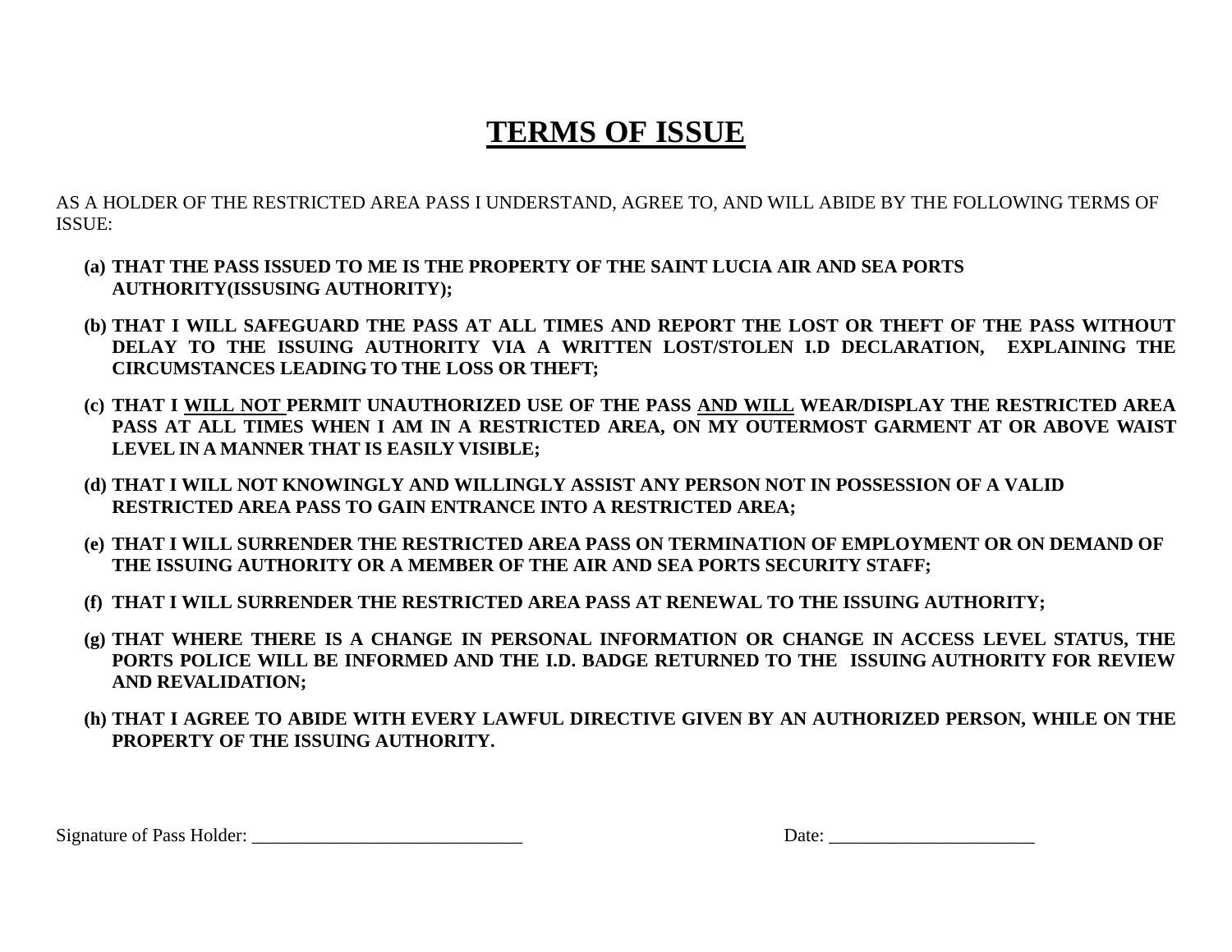# TERMS OF ISSUE

AS A HOLDER OF THE RESTRICTED AREA PASS I UNDERSTAND, AGREE TO, AND WILL ABIDE BY THE FOLLOWING TERMS OF ISSUE:

**(a) THAT THE PASS ISSUED TO ME IS THE PROPERTY OF THE SAINT LUCIA AIR AND SEA PORTS AUTHORITY(ISSUSING AUTHORITY);**

**(b) THAT I WILL SAFEGUARD THE PASS AT ALL TIMES AND REPORT THE LOST OR THEFT OF THE PASS WITHOUT DELAY TO THE ISSUING AUTHORITY VIA A WRITTEN LOST/STOLEN I.D DECLARATION, EXPLAINING THE CIRCUMSTANCES LEADING TO THE LOSS OR THEFT;**

**(c) THAT I <u>WILL NOT</u> PERMIT UNAUTHORIZED USE OF THE PASS <u>AND WILL</u> WEAR/DISPLAY THE RESTRICTED AREA PASS AT ALL TIMES WHEN I AM IN A RESTRICTED AREA, ON MY OUTERMOST GARMENT AT OR ABOVE WAIST LEVEL IN A MANNER THAT IS EASILY VISIBLE;**

**(d) THAT I WILL NOT KNOWINGLY AND WILLINGLY ASSIST ANY PERSON NOT IN POSSESSION OF A VALID RESTRICTED AREA PASS TO GAIN ENTRANCE INTO A RESTRICTED AREA;**

**(e) THAT I WILL SURRENDER THE RESTRICTED AREA PASS ON TERMINATION OF EMPLOYMENT OR ON DEMAND OF THE ISSUING AUTHORITY OR A MEMBER OF THE AIR AND SEA PORTS SECURITY STAFF;**

**(f) THAT I WILL SURRENDER THE RESTRICTED AREA PASS AT RENEWAL TO THE ISSUING AUTHORITY;**

**(g) THAT WHERE THERE IS A CHANGE IN PERSONAL INFORMATION OR CHANGE IN ACCESS LEVEL STATUS, THE PORTS POLICE WILL BE INFORMED AND THE I.D. BADGE RETURNED TO THE ISSUING AUTHORITY FOR REVIEW AND REVALIDATION;**

**(h) THAT I AGREE TO ABIDE WITH EVERY LAWFUL DIRECTIVE GIVEN BY AN AUTHORIZED PERSON, WHILE ON THE PROPERTY OF THE ISSUING AUTHORITY.**

Signature of Pass Holder: ______________________________ Date: _______________________